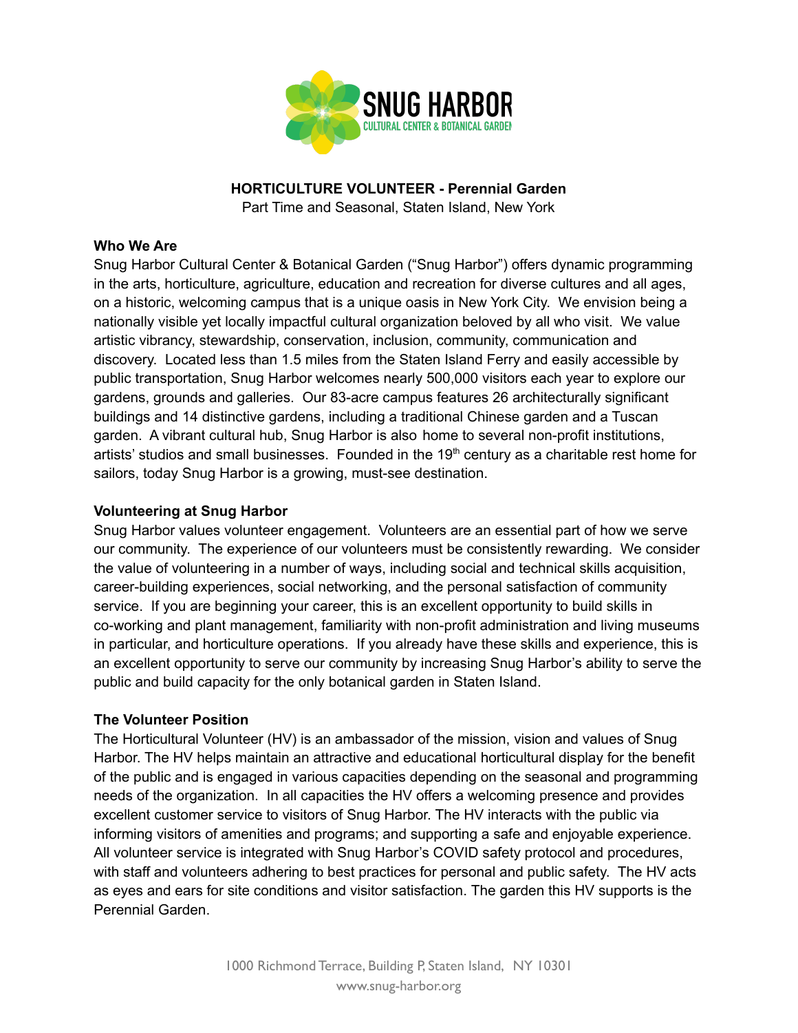SNUG HARBOR
CULTURAL CENTER & BOTANICAL GARDEN

# HORTICULTURE VOLUNTEER - Perennial Garden

Part Time and Seasonal, Staten Island, New York

## Who We Are

Snug Harbor Cultural Center & Botanical Garden ("Snug Harbor") offers dynamic programming in the arts, horticulture, agriculture, education and recreation for diverse cultures and all ages, on a historic, welcoming campus that is a unique oasis in New York City. We envision being a nationally visible yet locally impactful cultural organization beloved by all who visit. We value artistic vibrancy, stewardship, conservation, inclusion, community, communication and discovery. Located less than 1.5 miles from the Staten Island Ferry and easily accessible by public transportation, Snug Harbor welcomes nearly 500,000 visitors each year to explore our gardens, grounds and galleries. Our 83-acre campus features 26 architecturally significant buildings and 14 distinctive gardens, including a traditional Chinese garden and a Tuscan garden. A vibrant cultural hub, Snug Harbor is also home to several non-profit institutions, artists' studios and small businesses. Founded in the 19th century as a charitable rest home for sailors, today Snug Harbor is a growing, must-see destination.

## Volunteering at Snug Harbor

Snug Harbor values volunteer engagement. Volunteers are an essential part of how we serve our community. The experience of our volunteers must be consistently rewarding. We consider the value of volunteering in a number of ways, including social and technical skills acquisition, career-building experiences, social networking, and the personal satisfaction of community service. If you are beginning your career, this is an excellent opportunity to build skills in co-working and plant management, familiarity with non-profit administration and living museums in particular, and horticulture operations. If you already have these skills and experience, this is an excellent opportunity to serve our community by increasing Snug Harbor's ability to serve the public and build capacity for the only botanical garden in Staten Island.

## The Volunteer Position

The Horticultural Volunteer (HV) is an ambassador of the mission, vision and values of Snug Harbor. The HV helps maintain an attractive and educational horticultural display for the benefit of the public and is engaged in various capacities depending on the seasonal and programming needs of the organization. In all capacities the HV offers a welcoming presence and provides excellent customer service to visitors of Snug Harbor. The HV interacts with the public via informing visitors of amenities and programs; and supporting a safe and enjoyable experience. All volunteer service is integrated with Snug Harbor's COVID safety protocol and procedures, with staff and volunteers adhering to best practices for personal and public safety. The HV acts as eyes and ears for site conditions and visitor satisfaction. The garden this HV supports is the Perennial Garden.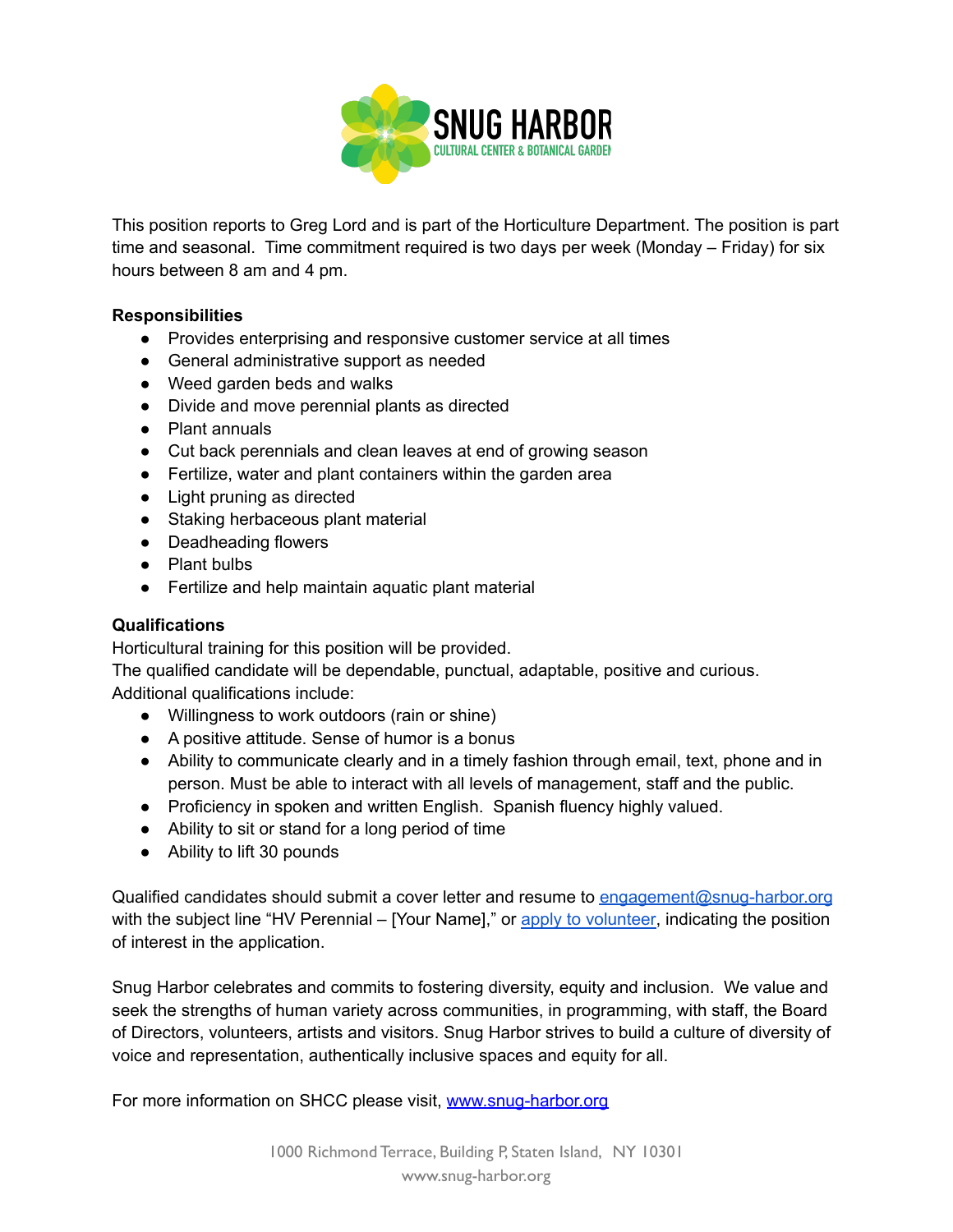This position reports to Greg Lord and is part of the Horticulture Department. The position is part time and seasonal. Time commitment required is two days per week (Monday – Friday) for six hours between 8 am and 4 pm.

**Responsibilities**

- Provides enterprising and responsive customer service at all times
- General administrative support as needed
- Weed garden beds and walks
- Divide and move perennial plants as directed
- Plant annuals
- Cut back perennials and clean leaves at end of growing season
- Fertilize, water and plant containers within the garden area
- Light pruning as directed
- Staking herbaceous plant material
- Deadheading flowers
- Plant bulbs
- Fertilize and help maintain aquatic plant material

**Qualifications**

Horticultural training for this position will be provided.
The qualified candidate will be dependable, punctual, adaptable, positive and curious.
Additional qualifications include:

- Willingness to work outdoors (rain or shine)
- A positive attitude. Sense of humor is a bonus
- Ability to communicate clearly and in a timely fashion through email, text, phone and in person. Must be able to interact with all levels of management, staff and the public.
- Proficiency in spoken and written English. Spanish fluency highly valued.
- Ability to sit or stand for a long period of time
- Ability to lift 30 pounds

Qualified candidates should submit a cover letter and resume to engagement@snug-harbor.org with the subject line "HV Perennial – [Your Name]," or apply to volunteer, indicating the position of interest in the application.

Snug Harbor celebrates and commits to fostering diversity, equity and inclusion. We value and seek the strengths of human variety across communities, in programming, with staff, the Board of Directors, volunteers, artists and visitors. Snug Harbor strives to build a culture of diversity of voice and representation, authentically inclusive spaces and equity for all.

For more information on SHCC please visit, www.snug-harbor.org